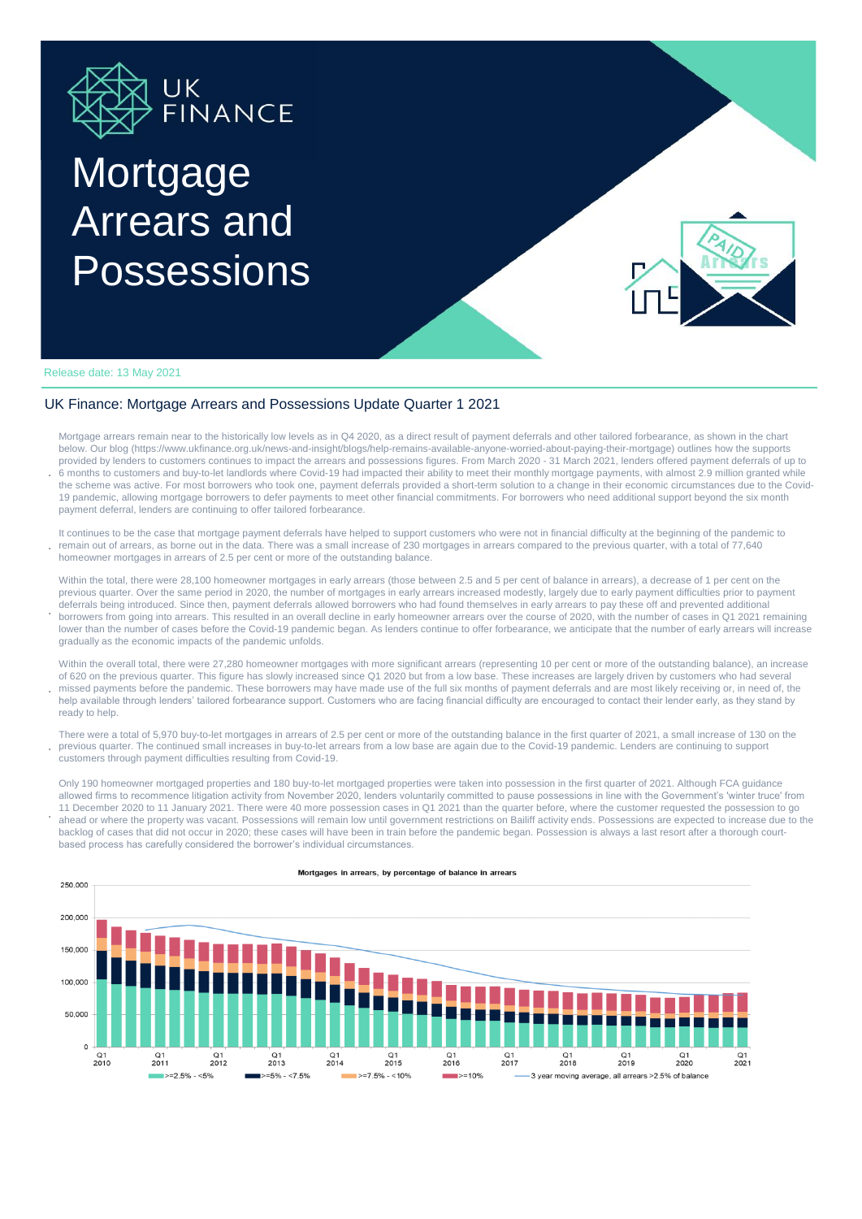# UK FINANCE

# Mortgage Arrears and Possessions

Release date: 13 May 2021

## UK Finance: Mortgage Arrears and Possessions Update Quarter 1 2021

- Mortgage arrears remain near to the historically low levels as in Q4 2020, as a direct result of payment deferrals and other tailored forbearance, as shown in the chart below. Our blog (https://www.ukfinance.org.uk/news-and-insight/blogs/help-remains-available-anyone-worried-about-paying-their-mortgage) outlines how the supports provided by lenders to customers continues to impact the arrears and possessions figures. From March 2020 - 31 March 2021, lenders offered payment deferrals of up to 6 months to customers and buy-to-let landlords where Covid-19 had impacted their ability to meet their monthly mortgage payments, with almost 2.9 million granted while the scheme was active. For most borrowers who took one, payment deferrals provided a short-term solution to a change in their economic circumstances due to the Covid-19 pandemic, allowing mortgage borrowers to defer payments to meet other financial commitments. For borrowers who need additional support beyond the six month payment deferral, lenders are continuing to offer tailored forbearance.

- It continues to be the case that mortgage payment deferrals have helped to support customers who were not in financial difficulty at the beginning of the pandemic to remain out of arrears, as borne out in the data. There was a small increase of 230 mortgages in arrears compared to the previous quarter, with a total of 77,640 homeowner mortgages in arrears of 2.5 per cent or more of the outstanding balance.

- Within the total, there were 28,100 homeowner mortgages in early arrears (those between 2.5 and 5 per cent of balance in arrears), a decrease of 1 per cent on the previous quarter. Over the same period in 2020, the number of mortgages in early arrears increased modestly, largely due to early payment difficulties prior to payment deferrals being introduced. Since then, payment deferrals allowed borrowers who had found themselves in early arrears to pay these off and prevented additional borrowers from going into arrears. This resulted in an overall decline in early homeowner arrears over the course of 2020, with the number of cases in Q1 2021 remaining lower than the number of cases before the Covid-19 pandemic began. As lenders continue to offer forbearance, we anticipate that the number of early arrears will increase gradually as the economic impacts of the pandemic unfolds.

- Within the overall total, there were 27,280 homeowner mortgages with more significant arrears (representing 10 per cent or more of the outstanding balance), an increase of 620 on the previous quarter. This figure has slowly increased since Q1 2020 but from a low base. These increases are largely driven by customers who had several missed payments before the pandemic. These borrowers may have made use of the full six months of payment deferrals and are most likely receiving or, in need of, the help available through lenders' tailored forbearance support. Customers who are facing financial difficulty are encouraged to contact their lender early, as they stand by ready to help.

- There were a total of 5,970 buy-to-let mortgages in arrears of 2.5 per cent or more of the outstanding balance in the first quarter of 2021, a small increase of 130 on the previous quarter. The continued small increases in buy-to-let arrears from a low base are again due to the Covid-19 pandemic. Lenders are continuing to support customers through payment difficulties resulting from Covid-19.

- Only 190 homeowner mortgaged properties and 180 buy-to-let mortgaged properties were taken into possession in the first quarter of 2021. Although FCA guidance allowed firms to recommence litigation activity from November 2020, lenders voluntarily committed to pause possessions in line with the Government's 'winter truce' from 11 December 2020 to 11 January 2021. There were 40 more possession cases in Q1 2021 than the quarter before, where the customer requested the possession to go ahead or where the property was vacant. Possessions will remain low until government restrictions on Bailiff activity ends. Possessions are expected to increase due to the backlog of cases that did not occur in 2020; these cases will have been in train before the pandemic began. Possession is always a last resort after a thorough court-based process has carefully considered the borrower's individual circumstances.

**Mortgages in arrears, by percentage of balance in arrears**

Legend: >=2.5% - <5%; >=5% - <7.5%; >=7.5% - <10%; >=10%; 3 year moving average, all arrears >2.5% of balance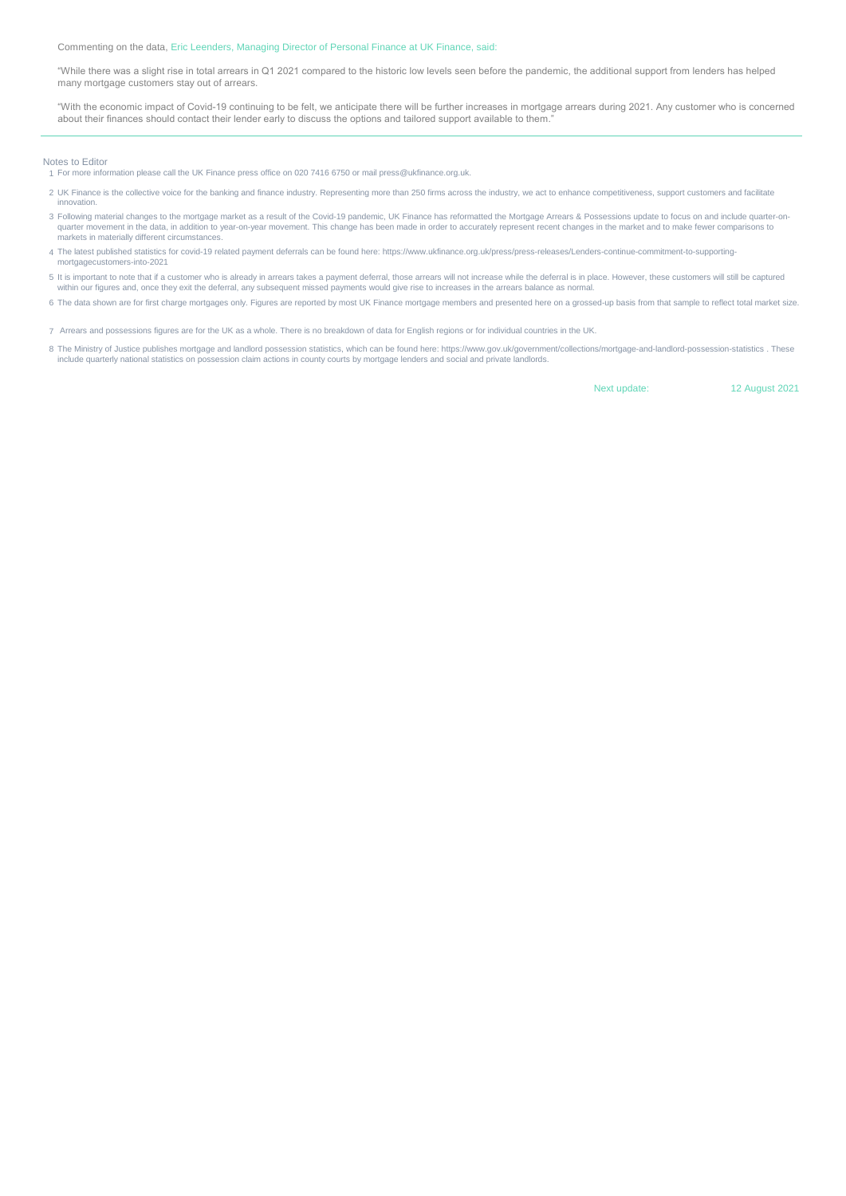Commenting on the data, Eric Leenders, Managing Director of Personal Finance at UK Finance, said:

"While there was a slight rise in total arrears in Q1 2021 compared to the historic low levels seen before the pandemic, the additional support from lenders has helped many mortgage customers stay out of arrears.

"With the economic impact of Covid-19 continuing to be felt, we anticipate there will be further increases in mortgage arrears during 2021. Any customer who is concerned about their finances should contact their lender early to discuss the options and tailored support available to them."

---

Notes to Editor

1. For more information please call the UK Finance press office on 020 7416 6750 or mail press@ukfinance.org.uk.
2. UK Finance is the collective voice for the banking and finance industry. Representing more than 250 firms across the industry, we act to enhance competitiveness, support customers and facilitate innovation.
3. Following material changes to the mortgage market as a result of the Covid-19 pandemic, UK Finance has reformatted the Mortgage Arrears & Possessions update to focus on and include quarter-on-quarter movement in the data, in addition to year-on-year movement. This change has been made in order to accurately represent recent changes in the market and to make fewer comparisons to markets in materially different circumstances.
4. The latest published statistics for covid-19 related payment deferrals can be found here: https://www.ukfinance.org.uk/press/press-releases/Lenders-continue-commitment-to-supporting-mortgagecustomers-into-2021
5. It is important to note that if a customer who is already in arrears takes a payment deferral, those arrears will not increase while the deferral is in place. However, these customers will still be captured within our figures and, once they exit the deferral, any subsequent missed payments would give rise to increases in the arrears balance as normal.
6. The data shown are for first charge mortgages only. Figures are reported by most UK Finance mortgage members and presented here on a grossed-up basis from that sample to reflect total market size.
7. Arrears and possessions figures are for the UK as a whole. There is no breakdown of data for English regions or for individual countries in the UK.
8. The Ministry of Justice publishes mortgage and landlord possession statistics, which can be found here: https://www.gov.uk/government/collections/mortgage-and-landlord-possession-statistics . These include quarterly national statistics on possession claim actions in county courts by mortgage lenders and social and private landlords.

Next update: 12 August 2021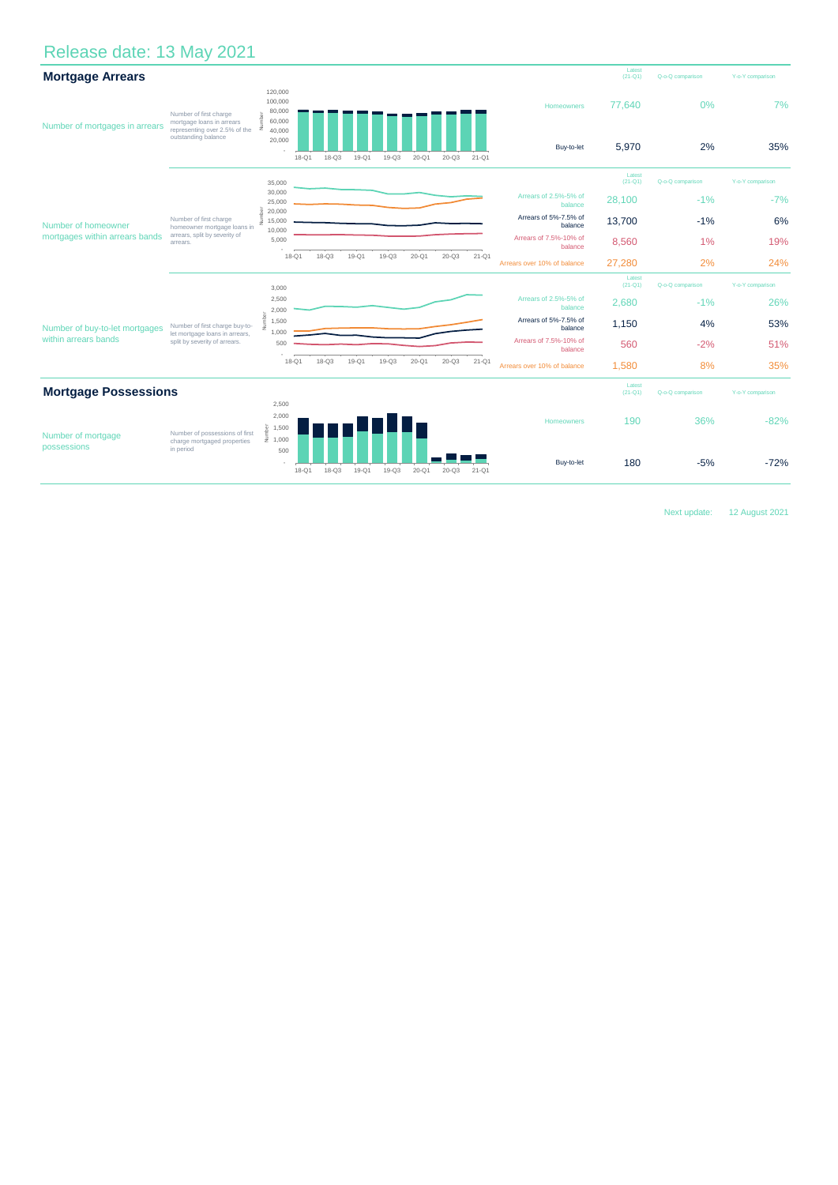# Release date: 13 May 2021

## Mortgage Arrears

| | | | Latest (21-Q1) | Q-o-Q comparison | Y-o-Y comparison |
|---|---|---|---|---|---|
| Number of mortgages in arrears | Number of first charge mortgage loans in arrears representing over 2.5% of the outstanding balance | Homeowners | 77,640 | 0% | 7% |
| | | Buy-to-let | 5,970 | 2% | 35% |
| Number of homeowner mortgages within arrears bands | Number of first charge homeowner mortgage loans in arrears, split by severity of arrears. | Arrears of 2.5%-5% of balance | 28,100 | -1% | -7% |
| | | Arrears of 5%-7.5% of balance | 13,700 | -1% | 6% |
| | | Arrears of 7.5%-10% of balance | 8,560 | 1% | 19% |
| | | Arrears over 10% of balance | 27,280 | 2% | 24% |
| Number of buy-to-let mortgages within arrears bands | Number of first charge buy-to-let mortgage loans in arrears, split by severity of arrears. | Arrears of 2.5%-5% of balance | 2,680 | -1% | 26% |
| | | Arrears of 5%-7.5% of balance | 1,150 | 4% | 53% |
| | | Arrears of 7.5%-10% of balance | 560 | -2% | 51% |
| | | Arrears over 10% of balance | 1,580 | 8% | 35% |

## Mortgage Possessions

| | | | Latest (21-Q1) | Q-o-Q comparison | Y-o-Y comparison |
|---|---|---|---|---|---|
| Number of mortgage possessions | Number of possessions of first charge mortgaged properties in period | Homeowners | 190 | 36% | -82% |
| | | Buy-to-let | 180 | -5% | -72% |

Next update: 12 August 2021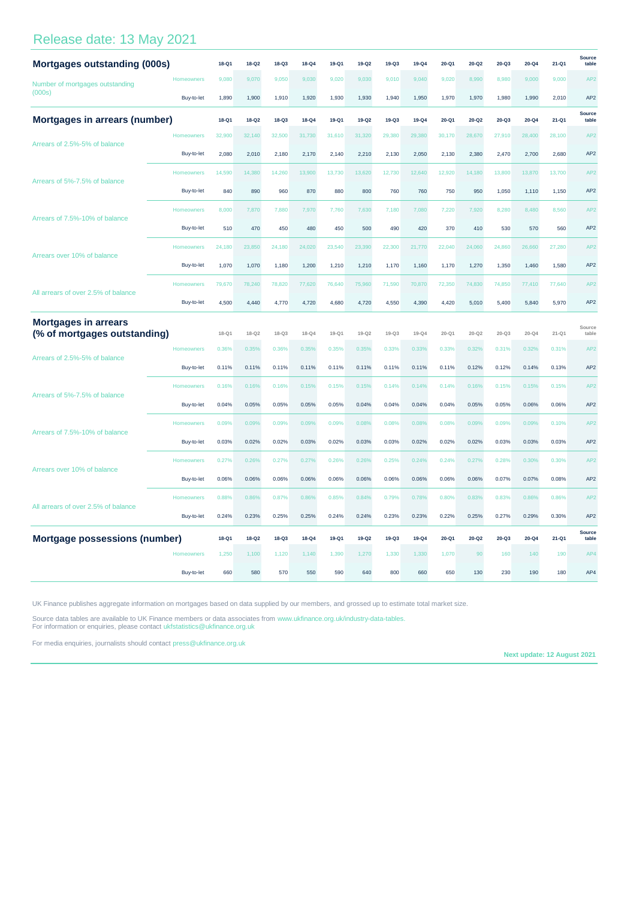Release date: 13 May 2021

## Mortgages outstanding (000s)

| | | 18-Q1 | 18-Q2 | 18-Q3 | 18-Q4 | 19-Q1 | 19-Q2 | 19-Q3 | 19-Q4 | 20-Q1 | 20-Q2 | 20-Q3 | 20-Q4 | 21-Q1 | Source table |
|---|---|---|---|---|---|---|---|---|---|---|---|---|---|---|---|
| Number of mortgages outstanding (000s) | Homeowners | 9,080 | 9,070 | 9,050 | 9,030 | 9,020 | 9,030 | 9,010 | 9,040 | 9,020 | 8,990 | 8,980 | 9,000 | 9,000 | AP2 |
| | Buy-to-let | 1,890 | 1,900 | 1,910 | 1,920 | 1,930 | 1,930 | 1,940 | 1,950 | 1,970 | 1,970 | 1,980 | 1,990 | 2,010 | AP2 |

## Mortgages in arrears (number)

| | | 18-Q1 | 18-Q2 | 18-Q3 | 18-Q4 | 19-Q1 | 19-Q2 | 19-Q3 | 19-Q4 | 20-Q1 | 20-Q2 | 20-Q3 | 20-Q4 | 21-Q1 | Source table |
|---|---|---|---|---|---|---|---|---|---|---|---|---|---|---|---|
| Arrears of 2.5%-5% of balance | Homeowners | 32,900 | 32,140 | 32,500 | 31,730 | 31,610 | 31,320 | 29,380 | 29,380 | 30,170 | 28,670 | 27,910 | 28,400 | 28,100 | AP2 |
| | Buy-to-let | 2,080 | 2,010 | 2,180 | 2,170 | 2,140 | 2,210 | 2,130 | 2,050 | 2,130 | 2,380 | 2,470 | 2,700 | 2,680 | AP2 |
| Arrears of 5%-7.5% of balance | Homeowners | 14,590 | 14,380 | 14,260 | 13,900 | 13,730 | 13,620 | 12,730 | 12,640 | 12,920 | 14,180 | 13,800 | 13,870 | 13,700 | AP2 |
| | Buy-to-let | 840 | 890 | 960 | 870 | 880 | 800 | 760 | 760 | 750 | 950 | 1,050 | 1,110 | 1,150 | AP2 |
| Arrears of 7.5%-10% of balance | Homeowners | 8,000 | 7,870 | 7,880 | 7,970 | 7,760 | 7,630 | 7,180 | 7,080 | 7,220 | 7,920 | 8,280 | 8,480 | 8,560 | AP2 |
| | Buy-to-let | 510 | 470 | 450 | 480 | 450 | 500 | 490 | 420 | 370 | 410 | 530 | 570 | 560 | AP2 |
| Arrears over 10% of balance | Homeowners | 24,180 | 23,850 | 24,180 | 24,020 | 23,540 | 23,390 | 22,300 | 21,770 | 22,040 | 24,060 | 24,860 | 26,660 | 27,280 | AP2 |
| | Buy-to-let | 1,070 | 1,070 | 1,180 | 1,200 | 1,210 | 1,210 | 1,170 | 1,160 | 1,170 | 1,270 | 1,350 | 1,460 | 1,580 | AP2 |
| All arrears of over 2.5% of balance | Homeowners | 79,670 | 78,240 | 78,820 | 77,620 | 76,640 | 75,960 | 71,590 | 70,870 | 72,350 | 74,830 | 74,850 | 77,410 | 77,640 | AP2 |
| | Buy-to-let | 4,500 | 4,440 | 4,770 | 4,720 | 4,680 | 4,720 | 4,550 | 4,390 | 4,420 | 5,010 | 5,400 | 5,840 | 5,970 | AP2 |

## Mortgages in arrears (% of mortgages outstanding)

| | | 18-Q1 | 18-Q2 | 18-Q3 | 18-Q4 | 19-Q1 | 19-Q2 | 19-Q3 | 19-Q4 | 20-Q1 | 20-Q2 | 20-Q3 | 20-Q4 | 21-Q1 | Source table |
|---|---|---|---|---|---|---|---|---|---|---|---|---|---|---|---|
| Arrears of 2.5%-5% of balance | Homeowners | 0.36% | 0.35% | 0.36% | 0.35% | 0.35% | 0.35% | 0.33% | 0.33% | 0.33% | 0.32% | 0.31% | 0.32% | 0.31% | AP2 |
| | Buy-to-let | 0.11% | 0.11% | 0.11% | 0.11% | 0.11% | 0.11% | 0.11% | 0.11% | 0.11% | 0.12% | 0.12% | 0.14% | 0.13% | AP2 |
| Arrears of 5%-7.5% of balance | Homeowners | 0.16% | 0.16% | 0.16% | 0.15% | 0.15% | 0.15% | 0.14% | 0.14% | 0.14% | 0.16% | 0.15% | 0.15% | 0.15% | AP2 |
| | Buy-to-let | 0.04% | 0.05% | 0.05% | 0.05% | 0.05% | 0.04% | 0.04% | 0.04% | 0.04% | 0.05% | 0.05% | 0.06% | 0.06% | AP2 |
| Arrears of 7.5%-10% of balance | Homeowners | 0.09% | 0.09% | 0.09% | 0.09% | 0.09% | 0.08% | 0.08% | 0.08% | 0.08% | 0.09% | 0.09% | 0.09% | 0.10% | AP2 |
| | Buy-to-let | 0.03% | 0.02% | 0.02% | 0.03% | 0.02% | 0.03% | 0.03% | 0.02% | 0.02% | 0.02% | 0.03% | 0.03% | 0.03% | AP2 |
| Arrears over 10% of balance | Homeowners | 0.27% | 0.26% | 0.27% | 0.27% | 0.26% | 0.26% | 0.25% | 0.24% | 0.24% | 0.27% | 0.28% | 0.30% | 0.30% | AP2 |
| | Buy-to-let | 0.06% | 0.06% | 0.06% | 0.06% | 0.06% | 0.06% | 0.06% | 0.06% | 0.06% | 0.06% | 0.07% | 0.07% | 0.08% | AP2 |
| All arrears of over 2.5% of balance | Homeowners | 0.88% | 0.86% | 0.87% | 0.86% | 0.85% | 0.84% | 0.79% | 0.78% | 0.80% | 0.83% | 0.83% | 0.86% | 0.86% | AP2 |
| | Buy-to-let | 0.24% | 0.23% | 0.25% | 0.25% | 0.24% | 0.24% | 0.23% | 0.23% | 0.22% | 0.25% | 0.27% | 0.29% | 0.30% | AP2 |

## Mortgage possessions (number)

| | | 18-Q1 | 18-Q2 | 18-Q3 | 18-Q4 | 19-Q1 | 19-Q2 | 19-Q3 | 19-Q4 | 20-Q1 | 20-Q2 | 20-Q3 | 20-Q4 | 21-Q1 | Source table |
|---|---|---|---|---|---|---|---|---|---|---|---|---|---|---|---|
| | Homeowners | 1,250 | 1,100 | 1,120 | 1,140 | 1,390 | 1,270 | 1,330 | 1,330 | 1,070 | 90 | 160 | 140 | 190 | AP4 |
| | Buy-to-let | 660 | 580 | 570 | 550 | 590 | 640 | 800 | 660 | 650 | 130 | 230 | 190 | 180 | AP4 |

UK Finance publishes aggregate information on mortgages based on data supplied by our members, and grossed up to estimate total market size.

Source data tables are available to UK Finance members or data associates from www.ukfinance.org.uk/industry-data-tables.
For information or enquiries, please contact ukfstatistics@ukfinance.org.uk

For media enquiries, journalists should contact press@ukfinance.org.uk

**Next update: 12 August 2021**